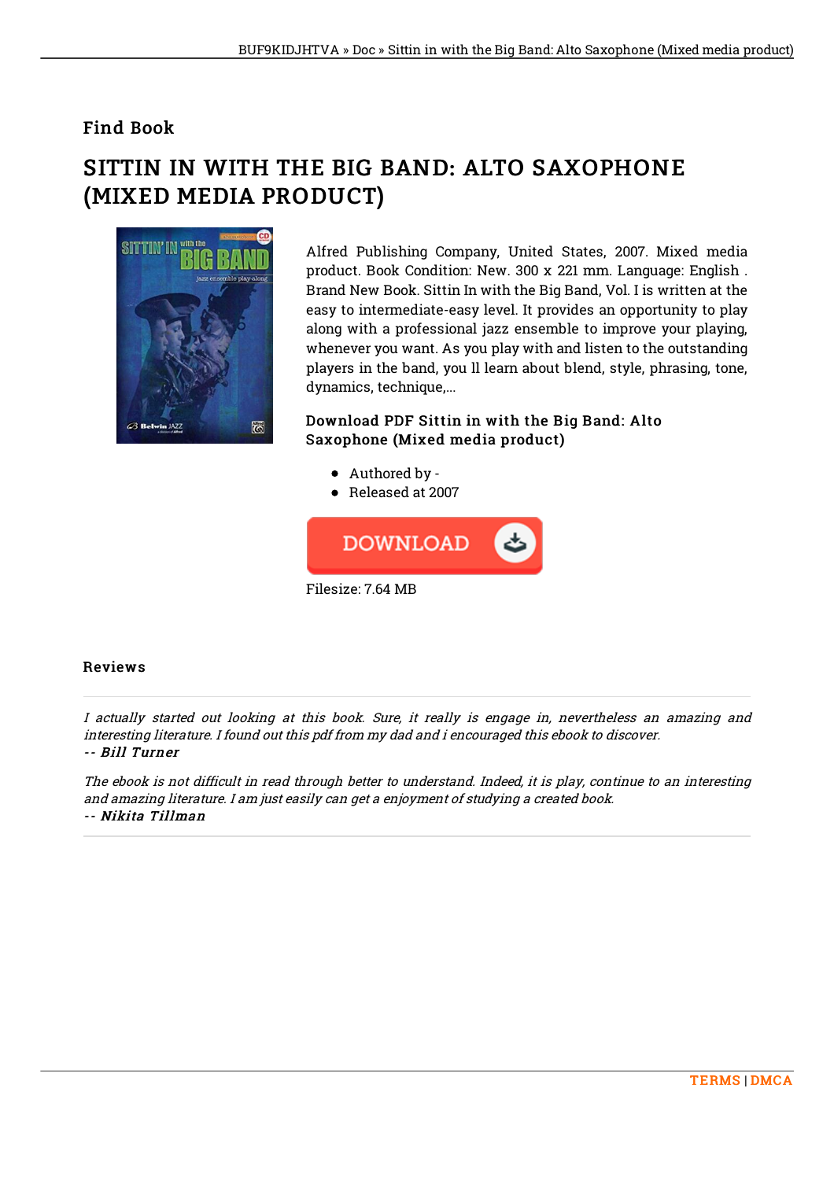## Find Book

# SITTIN IN WITH THE BIG BAND: ALTO SAXOPHONE (MIXED MEDIA PRODUCT)

Alfred Publishing Company, United States, 2007. Mixed media product. Book Condition: New. 300 x 221 mm. Language: English . Brand New Book. Sittin In with the Big Band, Vol. I is written at the easy to intermediate-easy level. It provides an opportunity to play along with a professional jazz ensemble to improve your playing, whenever you want. As you play with and listen to the outstanding players in the band, you ll learn about blend, style, phrasing, tone, dynamics, technique,...

### Download PDF Sittin in with the Big Band: Alto Saxophone (Mixed media product)

- Authored by -
- Released at 2007

DOWNLOAD

Filesize: 7.64 MB

### Reviews

*I actually started out looking at this book. Sure, it really is engage in, nevertheless an amazing and interesting literature. I found out this pdf from my dad and i encouraged this ebook to discover.*
*-- **Bill Turner***

*The ebook is not difficult in read through better to understand. Indeed, it is play, continue to an interesting and amazing literature. I am just easily can get a enjoyment of studying a created book.*
*-- **Nikita Tillman***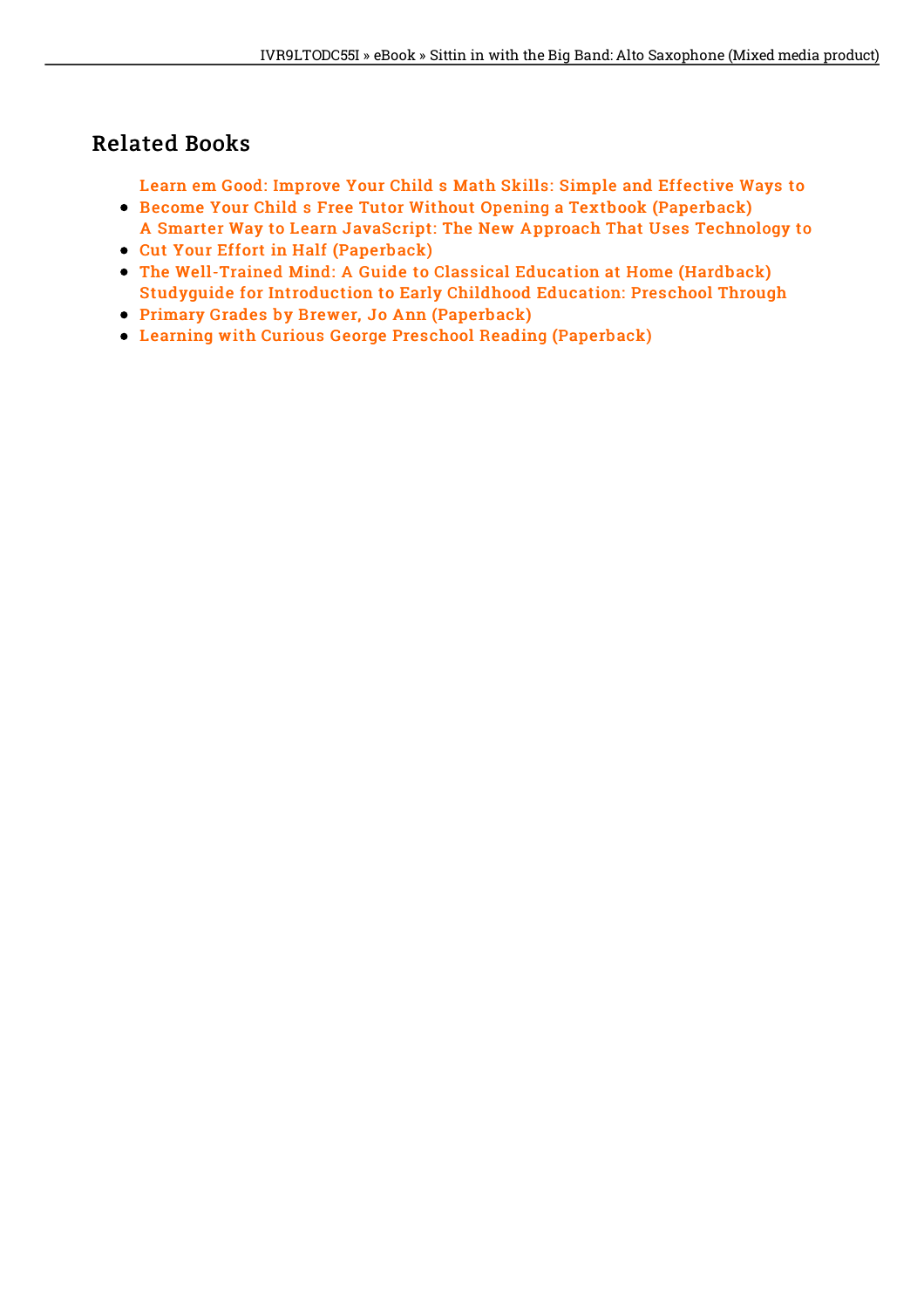## Related Books

- Learn em Good: Improve Your Child s Math Skills: Simple and Effective Ways to Become Your Child s Free Tutor Without Opening a Textbook (Paperback)
- A Smarter Way to Learn JavaScript: The New Approach That Uses Technology to Cut Your Effort in Half (Paperback)
- The Well-Trained Mind: A Guide to Classical Education at Home (Hardback)
- Studyguide for Introduction to Early Childhood Education: Preschool Through Primary Grades by Brewer, Jo Ann (Paperback)
- Learning with Curious George Preschool Reading (Paperback)